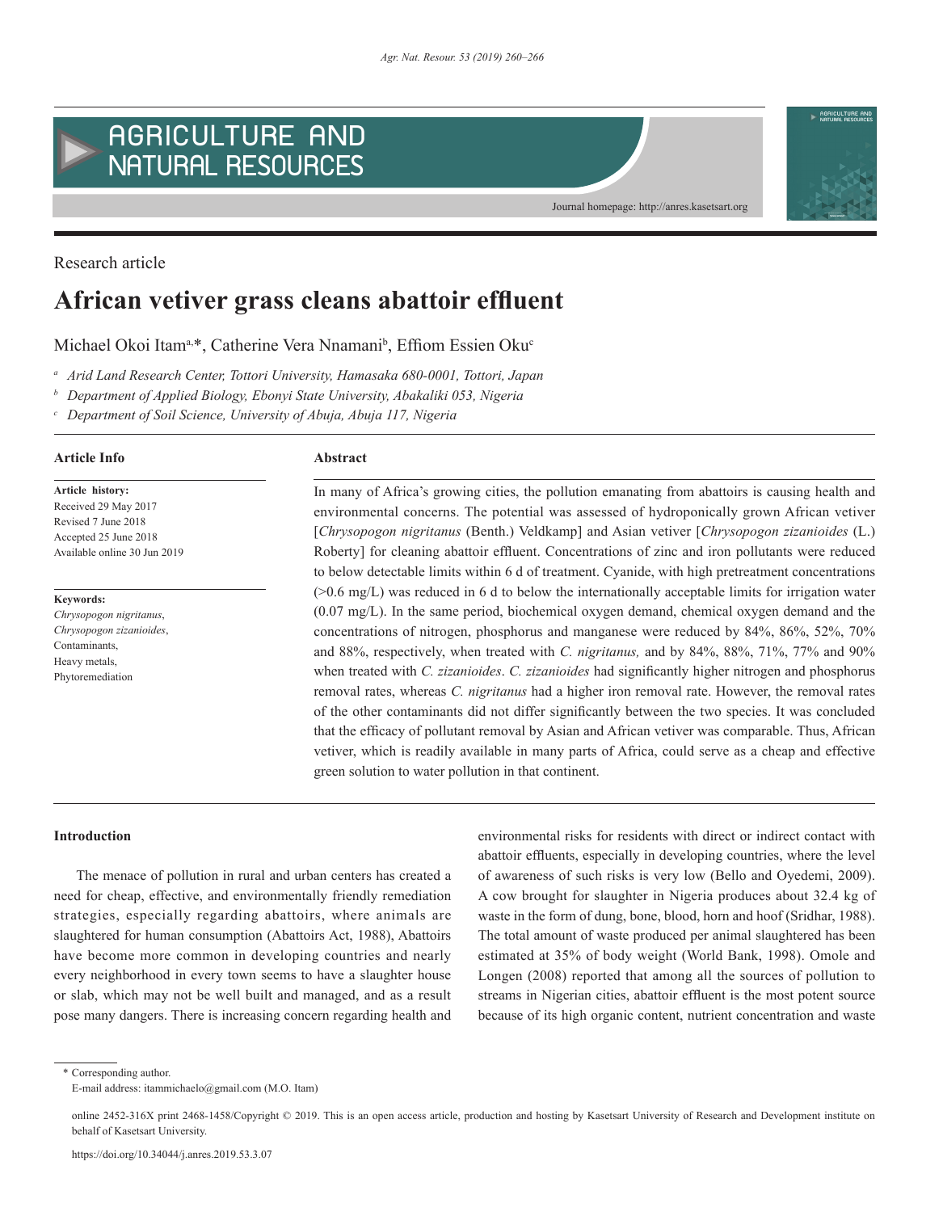Research article

# African vetiver grass cleans abattoir effluent

Michael Okoi Itam[a,*], Catherine Vera Nnamani[b], Effiom Essien Oku[c]

[a] Arid Land Research Center, Tottori University, Hamasaka 680-0001, Tottori, Japan

[b] Department of Applied Biology, Ebonyi State University, Abakaliki 053, Nigeria

[c] Department of Soil Science, University of Abuja, Abuja 117, Nigeria

## Article Info

**Article history:**
Received 29 May 2017
Revised 7 June 2018
Accepted 25 June 2018
Available online 30 Jun 2019

**Keywords:**
*Chrysopogon nigritanus*,
*Chrysopogon zizanioides*,
Contaminants,
Heavy metals,
Phytoremediation

## Abstract

In many of Africa's growing cities, the pollution emanating from abattoirs is causing health and environmental concerns. The potential was assessed of hydroponically grown African vetiver [*Chrysopogon nigritanus* (Benth.) Veldkamp] and Asian vetiver [*Chrysopogon zizanioides* (L.) Roberty] for cleaning abattoir effluent. Concentrations of zinc and iron pollutants were reduced to below detectable limits within 6 d of treatment. Cyanide, with high pretreatment concentrations (>0.6 mg/L) was reduced in 6 d to below the internationally acceptable limits for irrigation water (0.07 mg/L). In the same period, biochemical oxygen demand, chemical oxygen demand and the concentrations of nitrogen, phosphorus and manganese were reduced by 84%, 86%, 52%, 70% and 88%, respectively, when treated with *C. nigritanus,* and by 84%, 88%, 71%, 77% and 90% when treated with *C. zizanioides*. *C. zizanioides* had significantly higher nitrogen and phosphorus removal rates, whereas *C. nigritanus* had a higher iron removal rate. However, the removal rates of the other contaminants did not differ significantly between the two species. It was concluded that the efficacy of pollutant removal by Asian and African vetiver was comparable. Thus, African vetiver, which is readily available in many parts of Africa, could serve as a cheap and effective green solution to water pollution in that continent.

## Introduction

The menace of pollution in rural and urban centers has created a need for cheap, effective, and environmentally friendly remediation strategies, especially regarding abattoirs, where animals are slaughtered for human consumption (Abattoirs Act, 1988), Abattoirs have become more common in developing countries and nearly every neighborhood in every town seems to have a slaughter house or slab, which may not be well built and managed, and as a result pose many dangers. There is increasing concern regarding health and environmental risks for residents with direct or indirect contact with abattoir effluents, especially in developing countries, where the level of awareness of such risks is very low (Bello and Oyedemi, 2009). A cow brought for slaughter in Nigeria produces about 32.4 kg of waste in the form of dung, bone, blood, horn and hoof (Sridhar, 1988). The total amount of waste produced per animal slaughtered has been estimated at 35% of body weight (World Bank, 1998). Omole and Longen (2008) reported that among all the sources of pollution to streams in Nigerian cities, abattoir effluent is the most potent source because of its high organic content, nutrient concentration and waste

\* Corresponding author.
E-mail address: itammichaelo@gmail.com (M.O. Itam)

online 2452-316X print 2468-1458/Copyright © 2019. This is an open access article, production and hosting by Kasetsart University of Research and Development institute on behalf of Kasetsart University.

https://doi.org/10.34044/j.anres.2019.53.3.07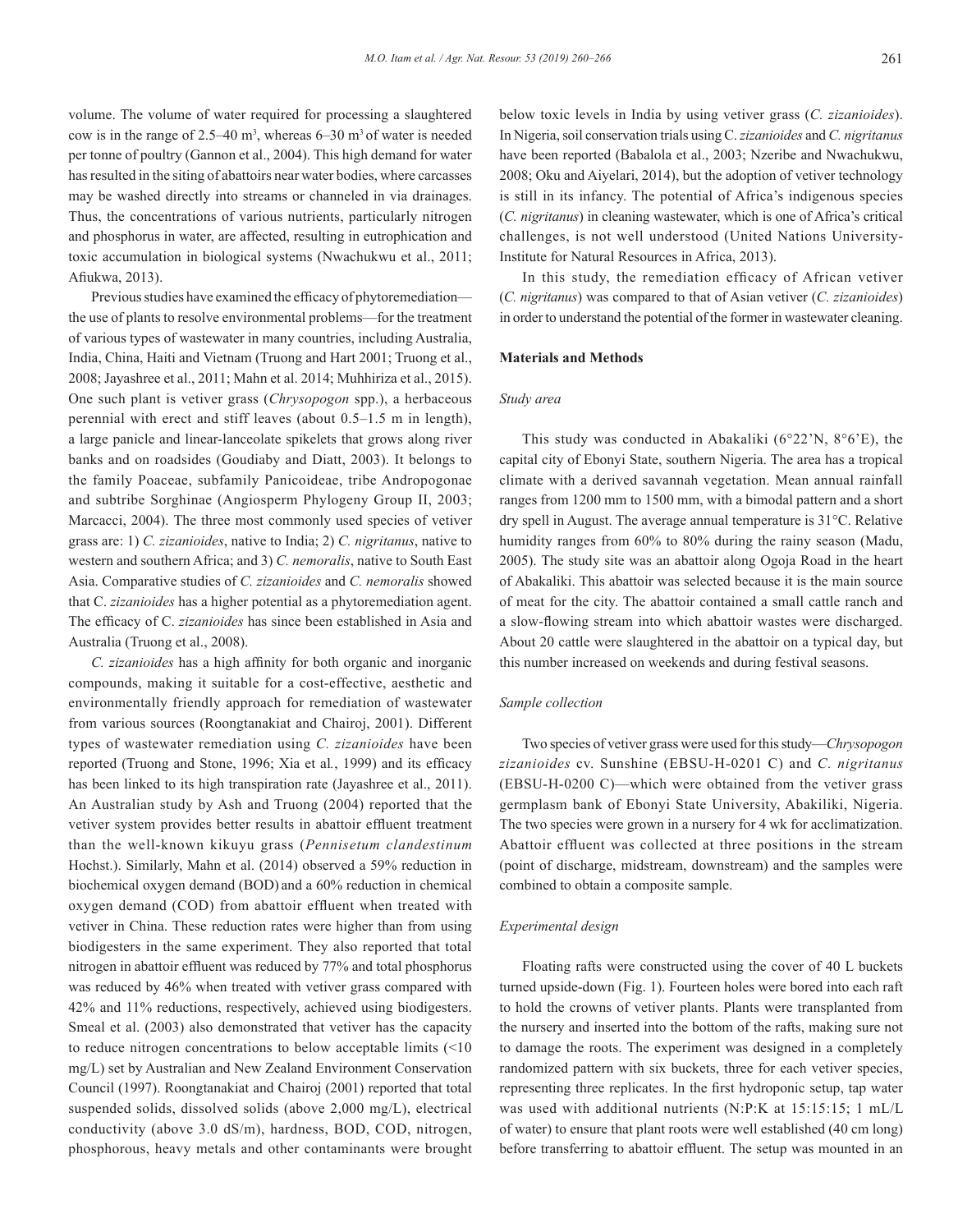volume. The volume of water required for processing a slaughtered cow is in the range of 2.5–40 $m^3$, whereas 6–30 $m^3$ of water is needed per tonne of poultry (Gannon et al., 2004). This high demand for water has resulted in the siting of abattoirs near water bodies, where carcasses may be washed directly into streams or channeled in via drainages. Thus, the concentrations of various nutrients, particularly nitrogen and phosphorus in water, are affected, resulting in eutrophication and toxic accumulation in biological systems (Nwachukwu et al., 2011; Afiukwa, 2013).

Previous studies have examined the efficacy of phytoremediation—the use of plants to resolve environmental problems—for the treatment of various types of wastewater in many countries, including Australia, India, China, Haiti and Vietnam (Truong and Hart 2001; Truong et al., 2008; Jayashree et al., 2011; Mahn et al. 2014; Muhhiriza et al., 2015). One such plant is vetiver grass (*Chrysopogon* spp.), a herbaceous perennial with erect and stiff leaves (about 0.5–1.5 m in length), a large panicle and linear-lanceolate spikelets that grows along river banks and on roadsides (Goudiaby and Diatt, 2003). It belongs to the family Poaceae, subfamily Panicoideae, tribe Andropogonae and subtribe Sorghinae (Angiosperm Phylogeny Group II, 2003; Marcacci, 2004). The three most commonly used species of vetiver grass are: 1) *C. zizanioides*, native to India; 2) *C. nigritanus*, native to western and southern Africa; and 3) *C. nemoralis*, native to South East Asia. Comparative studies of *C. zizanioides* and *C. nemoralis* showed that C. *zizanioides* has a higher potential as a phytoremediation agent. The efficacy of C. *zizanioides* has since been established in Asia and Australia (Truong et al., 2008).

*C. zizanioides* has a high affinity for both organic and inorganic compounds, making it suitable for a cost-effective, aesthetic and environmentally friendly approach for remediation of wastewater from various sources (Roongtanakiat and Chairoj, 2001). Different types of wastewater remediation using *C. zizanioides* have been reported (Truong and Stone, 1996; Xia et al*.*, 1999) and its efficacy has been linked to its high transpiration rate (Jayashree et al., 2011). An Australian study by Ash and Truong (2004) reported that the vetiver system provides better results in abattoir effluent treatment than the well-known kikuyu grass (*Pennisetum clandestinum* Hochst.). Similarly, Mahn et al. (2014) observed a 59% reduction in biochemical oxygen demand (BOD) and a 60% reduction in chemical oxygen demand (COD) from abattoir effluent when treated with vetiver in China. These reduction rates were higher than from using biodigesters in the same experiment. They also reported that total nitrogen in abattoir effluent was reduced by 77% and total phosphorus was reduced by 46% when treated with vetiver grass compared with 42% and 11% reductions, respectively, achieved using biodigesters. Smeal et al. (2003) also demonstrated that vetiver has the capacity to reduce nitrogen concentrations to below acceptable limits (<10 mg/L) set by Australian and New Zealand Environment Conservation Council (1997). Roongtanakiat and Chairoj (2001) reported that total suspended solids, dissolved solids (above 2,000 mg/L), electrical conductivity (above 3.0 dS/m), hardness, BOD, COD, nitrogen, phosphorous, heavy metals and other contaminants were brought below toxic levels in India by using vetiver grass (*C. zizanioides*). In Nigeria, soil conservation trials using C. *zizanioides* and *C. nigritanus* have been reported (Babalola et al., 2003; Nzeribe and Nwachukwu, 2008; Oku and Aiyelari, 2014), but the adoption of vetiver technology is still in its infancy. The potential of Africa's indigenous species (*C. nigritanus*) in cleaning wastewater, which is one of Africa's critical challenges, is not well understood (United Nations University-Institute for Natural Resources in Africa, 2013).

In this study, the remediation efficacy of African vetiver (*C. nigritanus*) was compared to that of Asian vetiver (*C. zizanioides*) in order to understand the potential of the former in wastewater cleaning.

## Materials and Methods

### Study area

This study was conducted in Abakaliki (6°22'N, 8°6'E), the capital city of Ebonyi State, southern Nigeria. The area has a tropical climate with a derived savannah vegetation. Mean annual rainfall ranges from 1200 mm to 1500 mm, with a bimodal pattern and a short dry spell in August. The average annual temperature is 31°C. Relative humidity ranges from 60% to 80% during the rainy season (Madu, 2005). The study site was an abattoir along Ogoja Road in the heart of Abakaliki. This abattoir was selected because it is the main source of meat for the city. The abattoir contained a small cattle ranch and a slow-flowing stream into which abattoir wastes were discharged. About 20 cattle were slaughtered in the abattoir on a typical day, but this number increased on weekends and during festival seasons.

### Sample collection

Two species of vetiver grass were used for this study—*Chrysopogon zizanioides* cv. Sunshine (EBSU-H-0201 C) and *C. nigritanus* (EBSU-H-0200 C)—which were obtained from the vetiver grass germplasm bank of Ebonyi State University, Abakiliki, Nigeria. The two species were grown in a nursery for 4 wk for acclimatization. Abattoir effluent was collected at three positions in the stream (point of discharge, midstream, downstream) and the samples were combined to obtain a composite sample.

### Experimental design

Floating rafts were constructed using the cover of 40 L buckets turned upside-down (Fig. 1). Fourteen holes were bored into each raft to hold the crowns of vetiver plants. Plants were transplanted from the nursery and inserted into the bottom of the rafts, making sure not to damage the roots. The experiment was designed in a completely randomized pattern with six buckets, three for each vetiver species, representing three replicates. In the first hydroponic setup, tap water was used with additional nutrients (N:P:K at 15:15:15; 1 mL/L of water) to ensure that plant roots were well established (40 cm long) before transferring to abattoir effluent. The setup was mounted in an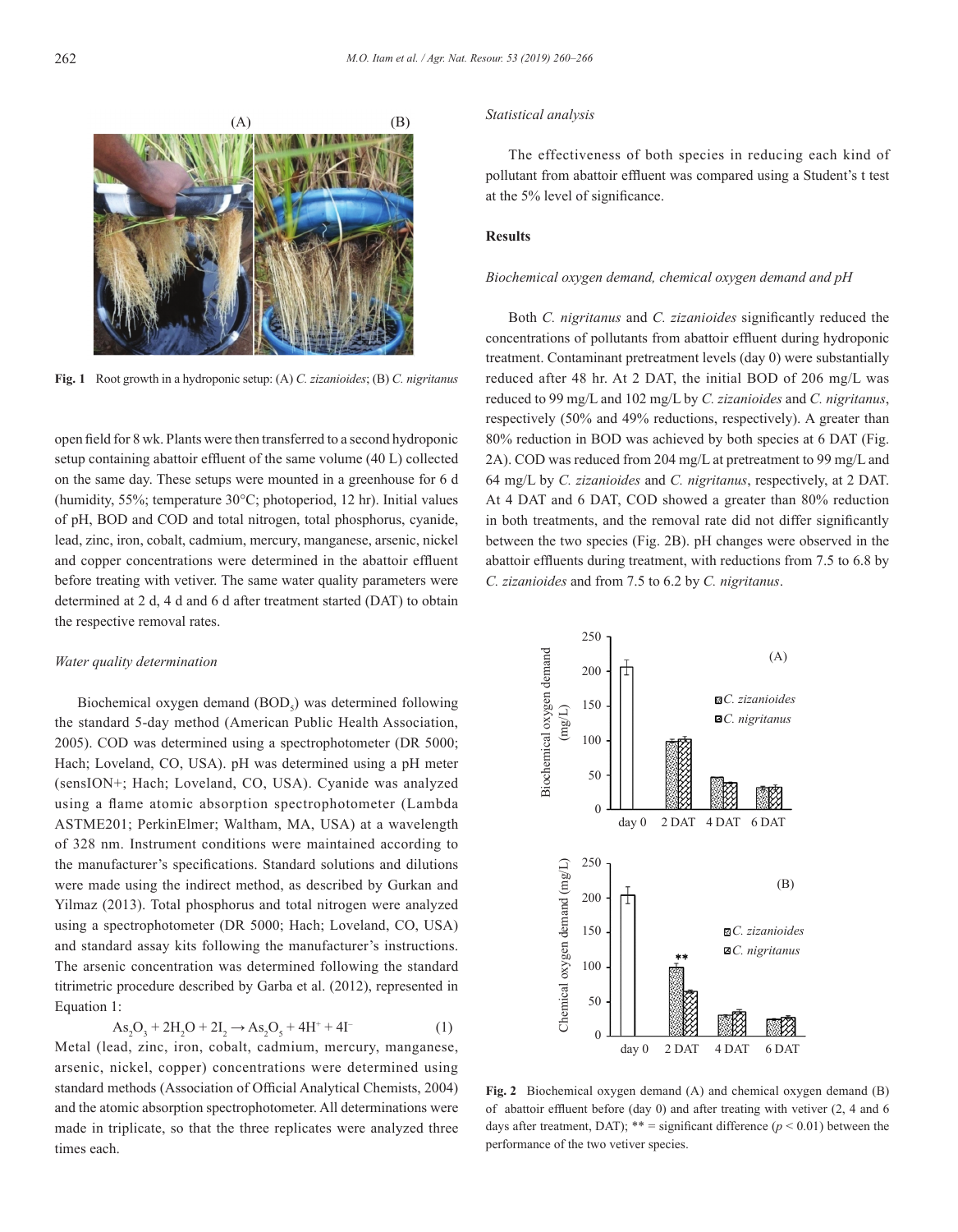(A) (B)

Fig. 1 Root growth in a hydroponic setup: (A) *C. zizanioides*; (B) *C. nigritanus*

open field for 8 wk. Plants were then transferred to a second hydroponic setup containing abattoir effluent of the same volume (40 L) collected on the same day. These setups were mounted in a greenhouse for 6 d (humidity, 55%; temperature 30°C; photoperiod, 12 hr). Initial values of pH, BOD and COD and total nitrogen, total phosphorus, cyanide, lead, zinc, iron, cobalt, cadmium, mercury, manganese, arsenic, nickel and copper concentrations were determined in the abattoir effluent before treating with vetiver. The same water quality parameters were determined at 2 d, 4 d and 6 d after treatment started (DAT) to obtain the respective removal rates.

### *Water quality determination*

Biochemical oxygen demand ($BOD_5$) was determined following the standard 5-day method (American Public Health Association, 2005). COD was determined using a spectrophotometer (DR 5000; Hach; Loveland, CO, USA). pH was determined using a pH meter (sensION+; Hach; Loveland, CO, USA). Cyanide was analyzed using a flame atomic absorption spectrophotometer (Lambda ASTME201; PerkinElmer; Waltham, MA, USA) at a wavelength of 328 nm. Instrument conditions were maintained according to the manufacturer's specifications. Standard solutions and dilutions were made using the indirect method, as described by Gurkan and Yilmaz (2013). Total phosphorus and total nitrogen were analyzed using a spectrophotometer (DR 5000; Hach; Loveland, CO, USA) and standard assay kits following the manufacturer's instructions. The arsenic concentration was determined following the standard titrimetric procedure described by Garba et al. (2012), represented in Equation 1:

$$As_2O_3 + 2H_2O + 2I_2 \rightarrow As_2O_5 + 4H^+ + 4I^- \quad (1)$$

Metal (lead, zinc, iron, cobalt, cadmium, mercury, manganese, arsenic, nickel, copper) concentrations were determined using standard methods (Association of Official Analytical Chemists, 2004) and the atomic absorption spectrophotometer. All determinations were made in triplicate, so that the three replicates were analyzed three times each.

### *Statistical analysis*

The effectiveness of both species in reducing each kind of pollutant from abattoir effluent was compared using a Student's t test at the 5% level of significance.

## Results

### *Biochemical oxygen demand, chemical oxygen demand and pH*

Both *C. nigritanus* and *C. zizanioides* significantly reduced the concentrations of pollutants from abattoir effluent during hydroponic treatment. Contaminant pretreatment levels (day 0) were substantially reduced after 48 hr. At 2 DAT, the initial BOD of 206 mg/L was reduced to 99 mg/L and 102 mg/L by *C. zizanioides* and *C. nigritanus*, respectively (50% and 49% reductions, respectively). A greater than 80% reduction in BOD was achieved by both species at 6 DAT (Fig. 2A). COD was reduced from 204 mg/L at pretreatment to 99 mg/L and 64 mg/L by *C. zizanioides* and *C. nigritanus*, respectively, at 2 DAT. At 4 DAT and 6 DAT, COD showed a greater than 80% reduction in both treatments, and the removal rate did not differ significantly between the two species (Fig. 2B). pH changes were observed in the abattoir effluents during treatment, with reductions from 7.5 to 6.8 by *C. zizanioides* and from 7.5 to 6.2 by *C. nigritanus*.

**Fig. 2** Biochemical oxygen demand (A) and chemical oxygen demand (B) of abattoir effluent before (day 0) and after treating with vetiver (2, 4 and 6 days after treatment, DAT); ** = significant difference ($p < 0.01$) between the performance of the two vetiver species.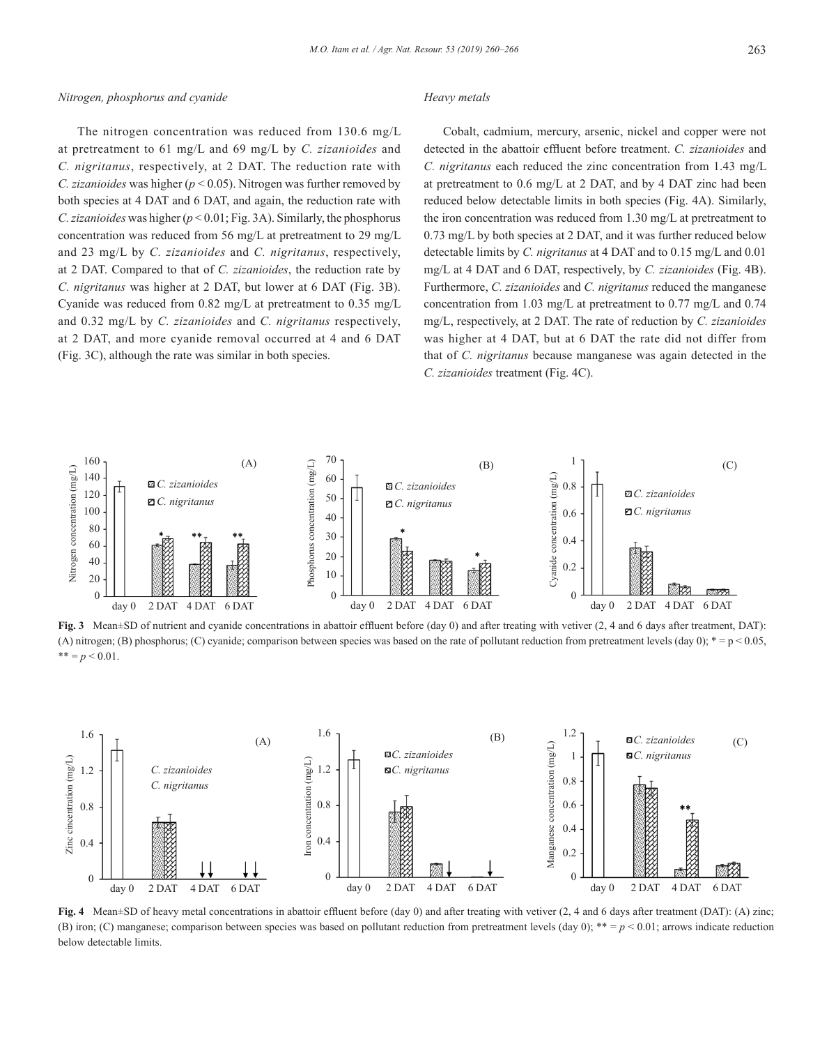### Nitrogen, phosphorus and cyanide

The nitrogen concentration was reduced from 130.6 mg/L at pretreatment to 61 mg/L and 69 mg/L by *C. zizanioides* and *C. nigritanus*, respectively, at 2 DAT. The reduction rate with *C. zizanioides* was higher ($p < 0.05$). Nitrogen was further removed by both species at 4 DAT and 6 DAT, and again, the reduction rate with *C. zizanioides* was higher ($p < 0.01$; Fig. 3A). Similarly, the phosphorus concentration was reduced from 56 mg/L at pretreatment to 29 mg/L and 23 mg/L by *C. zizanioides* and *C. nigritanus*, respectively, at 2 DAT. Compared to that of *C. zizanioides*, the reduction rate by *C. nigritanus* was higher at 2 DAT, but lower at 6 DAT (Fig. 3B). Cyanide was reduced from 0.82 mg/L at pretreatment to 0.35 mg/L and 0.32 mg/L by *C. zizanioides* and *C. nigritanus* respectively, at 2 DAT, and more cyanide removal occurred at 4 and 6 DAT (Fig. 3C), although the rate was similar in both species.

### Heavy metals

Cobalt, cadmium, mercury, arsenic, nickel and copper were not detected in the abattoir effluent before treatment. *C. zizanioides* and *C. nigritanus* each reduced the zinc concentration from 1.43 mg/L at pretreatment to 0.6 mg/L at 2 DAT, and by 4 DAT zinc had been reduced below detectable limits in both species (Fig. 4A). Similarly, the iron concentration was reduced from 1.30 mg/L at pretreatment to 0.73 mg/L by both species at 2 DAT, and it was further reduced below detectable limits by *C. nigritanus* at 4 DAT and to 0.15 mg/L and 0.01 mg/L at 4 DAT and 6 DAT, respectively, by *C. zizanioides* (Fig. 4B). Furthermore, *C. zizanioides* and *C. nigritanus* reduced the manganese concentration from 1.03 mg/L at pretreatment to 0.77 mg/L and 0.74 mg/L, respectively, at 2 DAT. The rate of reduction by *C. zizanioides* was higher at 4 DAT, but at 6 DAT the rate did not differ from that of *C. nigritanus* because manganese was again detected in the *C. zizanioides* treatment (Fig. 4C).

**Fig. 3** Mean±SD of nutrient and cyanide concentrations in abattoir effluent before (day 0) and after treating with vetiver (2, 4 and 6 days after treatment, DAT): (A) nitrogen; (B) phosphorus; (C) cyanide; comparison between species was based on the rate of pollutant reduction from pretreatment levels (day 0); * = $p < 0.05$, ** = $p < 0.01$.

**Fig. 4** Mean±SD of heavy metal concentrations in abattoir effluent before (day 0) and after treating with vetiver (2, 4 and 6 days after treatment (DAT): (A) zinc; (B) iron; (C) manganese; comparison between species was based on pollutant reduction from pretreatment levels (day 0); ** = $p < 0.01$; arrows indicate reduction below detectable limits.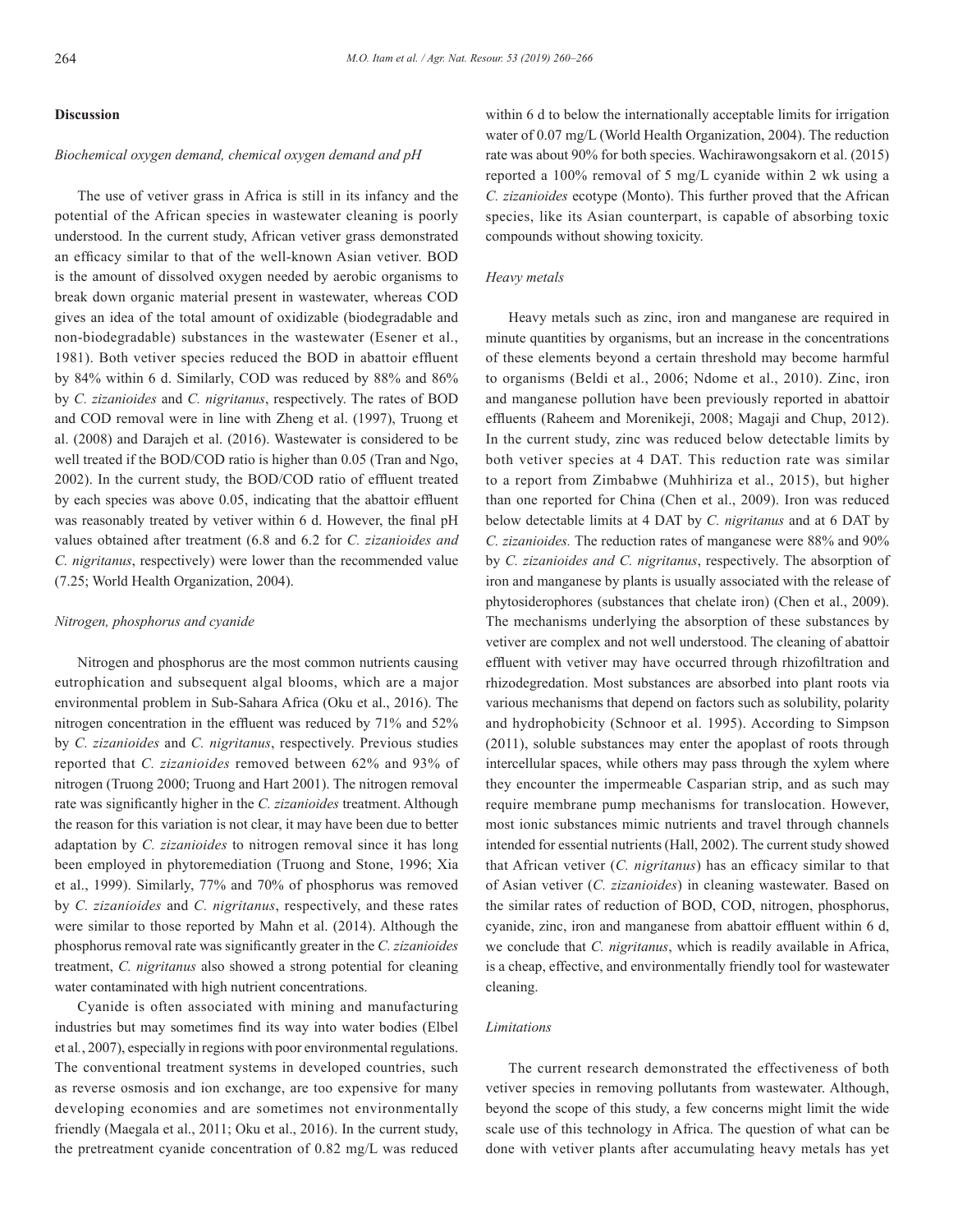## Discussion

### *Biochemical oxygen demand, chemical oxygen demand and pH*

The use of vetiver grass in Africa is still in its infancy and the potential of the African species in wastewater cleaning is poorly understood. In the current study, African vetiver grass demonstrated an efficacy similar to that of the well-known Asian vetiver. BOD is the amount of dissolved oxygen needed by aerobic organisms to break down organic material present in wastewater, whereas COD gives an idea of the total amount of oxidizable (biodegradable and non-biodegradable) substances in the wastewater (Esener et al., 1981). Both vetiver species reduced the BOD in abattoir effluent by 84% within 6 d. Similarly, COD was reduced by 88% and 86% by *C. zizanioides* and *C. nigritanus*, respectively. The rates of BOD and COD removal were in line with Zheng et al. (1997), Truong et al. (2008) and Darajeh et al. (2016). Wastewater is considered to be well treated if the BOD/COD ratio is higher than 0.05 (Tran and Ngo, 2002). In the current study, the BOD/COD ratio of effluent treated by each species was above 0.05, indicating that the abattoir effluent was reasonably treated by vetiver within 6 d. However, the final pH values obtained after treatment (6.8 and 6.2 for *C. zizanioides and C. nigritanus*, respectively) were lower than the recommended value (7.25; World Health Organization, 2004).

### *Nitrogen, phosphorus and cyanide*

Nitrogen and phosphorus are the most common nutrients causing eutrophication and subsequent algal blooms, which are a major environmental problem in Sub-Sahara Africa (Oku et al., 2016). The nitrogen concentration in the effluent was reduced by 71% and 52% by *C. zizanioides* and *C. nigritanus*, respectively. Previous studies reported that *C. zizanioides* removed between 62% and 93% of nitrogen (Truong 2000; Truong and Hart 2001). The nitrogen removal rate was significantly higher in the *C. zizanioides* treatment. Although the reason for this variation is not clear, it may have been due to better adaptation by *C. zizanioides* to nitrogen removal since it has long been employed in phytoremediation (Truong and Stone, 1996; Xia et al., 1999). Similarly, 77% and 70% of phosphorus was removed by *C. zizanioides* and *C. nigritanus*, respectively, and these rates were similar to those reported by Mahn et al. (2014). Although the phosphorus removal rate was significantly greater in the *C. zizanioides* treatment, *C. nigritanus* also showed a strong potential for cleaning water contaminated with high nutrient concentrations.

Cyanide is often associated with mining and manufacturing industries but may sometimes find its way into water bodies (Elbel et al., 2007), especially in regions with poor environmental regulations. The conventional treatment systems in developed countries, such as reverse osmosis and ion exchange, are too expensive for many developing economies and are sometimes not environmentally friendly (Maegala et al., 2011; Oku et al., 2016). In the current study, the pretreatment cyanide concentration of 0.82 mg/L was reduced within 6 d to below the internationally acceptable limits for irrigation water of 0.07 mg/L (World Health Organization, 2004). The reduction rate was about 90% for both species. Wachirawongsakorn et al. (2015) reported a 100% removal of 5 mg/L cyanide within 2 wk using a *C. zizanioides* ecotype (Monto). This further proved that the African species, like its Asian counterpart, is capable of absorbing toxic compounds without showing toxicity.

### *Heavy metals*

Heavy metals such as zinc, iron and manganese are required in minute quantities by organisms, but an increase in the concentrations of these elements beyond a certain threshold may become harmful to organisms (Beldi et al., 2006; Ndome et al., 2010). Zinc, iron and manganese pollution have been previously reported in abattoir effluents (Raheem and Morenikeji, 2008; Magaji and Chup, 2012). In the current study, zinc was reduced below detectable limits by both vetiver species at 4 DAT. This reduction rate was similar to a report from Zimbabwe (Muhhiriza et al., 2015), but higher than one reported for China (Chen et al., 2009). Iron was reduced below detectable limits at 4 DAT by *C. nigritanus* and at 6 DAT by *C. zizanioides.* The reduction rates of manganese were 88% and 90% by *C. zizanioides and C. nigritanus*, respectively. The absorption of iron and manganese by plants is usually associated with the release of phytosiderophores (substances that chelate iron) (Chen et al., 2009). The mechanisms underlying the absorption of these substances by vetiver are complex and not well understood. The cleaning of abattoir effluent with vetiver may have occurred through rhizofiltration and rhizodegredation. Most substances are absorbed into plant roots via various mechanisms that depend on factors such as solubility, polarity and hydrophobicity (Schnoor et al. 1995). According to Simpson (2011), soluble substances may enter the apoplast of roots through intercellular spaces, while others may pass through the xylem where they encounter the impermeable Casparian strip, and as such may require membrane pump mechanisms for translocation. However, most ionic substances mimic nutrients and travel through channels intended for essential nutrients (Hall, 2002). The current study showed that African vetiver (*C. nigritanus*) has an efficacy similar to that of Asian vetiver (*C. zizanioides*) in cleaning wastewater. Based on the similar rates of reduction of BOD, COD, nitrogen, phosphorus, cyanide, zinc, iron and manganese from abattoir effluent within 6 d, we conclude that *C. nigritanus*, which is readily available in Africa, is a cheap, effective, and environmentally friendly tool for wastewater cleaning.

### *Limitations*

The current research demonstrated the effectiveness of both vetiver species in removing pollutants from wastewater. Although, beyond the scope of this study, a few concerns might limit the wide scale use of this technology in Africa. The question of what can be done with vetiver plants after accumulating heavy metals has yet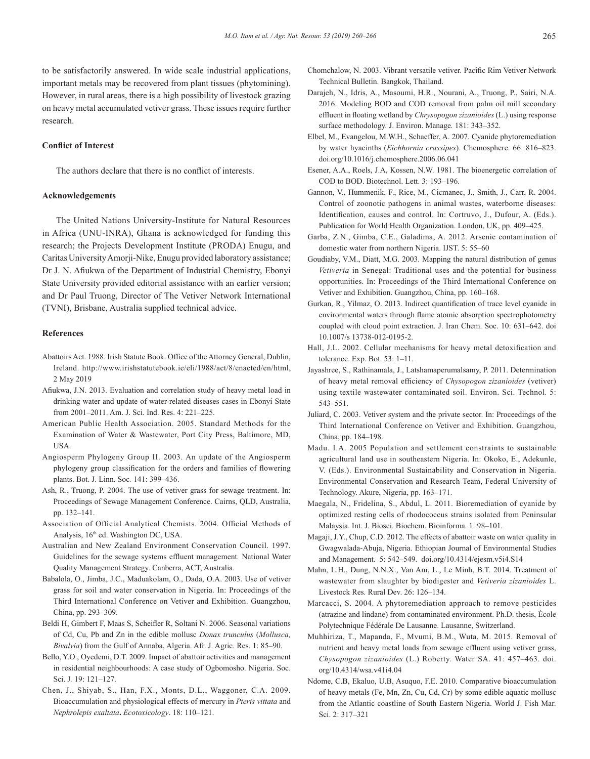to be satisfactorily answered. In wide scale industrial applications, important metals may be recovered from plant tissues (phytomining). However, in rural areas, there is a high possibility of livestock grazing on heavy metal accumulated vetiver grass. These issues require further research.

### Conflict of Interest

The authors declare that there is no conflict of interests.

### Acknowledgements

The United Nations University-Institute for Natural Resources in Africa (UNU-INRA), Ghana is acknowledged for funding this research; the Projects Development Institute (PRODA) Enugu, and Caritas University Amorji-Nike, Enugu provided laboratory assistance; Dr J. N. Afiukwa of the Department of Industrial Chemistry, Ebonyi State University provided editorial assistance with an earlier version; and Dr Paul Truong, Director of The Vetiver Network International (TVNI), Brisbane, Australia supplied technical advice.

### References

Abattoirs Act. 1988. Irish Statute Book. Office of the Attorney General, Dublin, Ireland. http://www.irishstatutebook.ie/eli/1988/act/8/enacted/en/html, 2 May 2019

Afiukwa, J.N. 2013. Evaluation and correlation study of heavy metal load in drinking water and update of water-related diseases cases in Ebonyi State from 2001–2011. Am. J. Sci. Ind. Res. 4: 221–225.

American Public Health Association. 2005. Standard Methods for the Examination of Water & Wastewater, Port City Press, Baltimore, MD, USA.

Angiosperm Phylogeny Group II. 2003. An update of the Angiosperm phylogeny group classification for the orders and families of flowering plants. Bot. J. Linn. Soc*.* 141: 399–436.

Ash, R., Truong, P. 2004. The use of vetiver grass for sewage treatment. In: Proceedings of Sewage Management Conference. Cairns, QLD, Australia, pp. 132–141.

Association of Official Analytical Chemists. 2004. Official Methods of Analysis, 16th ed. Washington DC, USA.

Australian and New Zealand Environment Conservation Council. 1997. Guidelines for the sewage systems effluent management*.* National Water Quality Management Strategy. Canberra, ACT, Australia.

Babalola, O., Jimba, J.C., Maduakolam, O., Dada, O.A. 2003. Use of vetiver grass for soil and water conservation in Nigeria. In: Proceedings of the Third International Conference on Vetiver and Exhibition. Guangzhou, China, pp. 293–309.

Beldi H, Gimbert F, Maas S, Scheifler R, Soltani N. 2006. Seasonal variations of Cd, Cu, Pb and Zn in the edible mollusc *Donax trunculus* (*Mollusca, Bivalvia*) from the Gulf of Annaba, Algeria. Afr. J. Agric. Res. 1: 85–90.

Bello, Y.O., Oyedemi, D.T. 2009. Impact of abattoir activities and management in residential neighbourhoods: A case study of Ogbomosho. Nigeria. Soc. Sci. J. 19: 121–127.

Chen, J., Shiyab, S., Han, F.X., Monts, D.L., Waggoner, C.A. 2009. Bioaccumulation and physiological effects of mercury in *Pteris vittata* and *Nephrolepis exaltata***.** *Ecotoxicology*. 18: 110–121.

Chomchalow, N. 2003. Vibrant versatile vetiver. Pacific Rim Vetiver Network Technical Bulletin. Bangkok, Thailand.

Darajeh, N., Idris, A., Masoumi, H.R., Nourani, A., Truong, P., Sairi, N.A. 2016. Modeling BOD and COD removal from palm oil mill secondary effluent in floating wetland by *Chrysopogon zizanioides* (L.) using response surface methodology. J. Environ. Manage*.* 181: 343–352.

Elbel, M., Evangelou, M.W.H., Schaeffer, A. 2007. Cyanide phytoremediation by water hyacinths (*Eichhornia crassipes*). Chemosphere. 66: 816–823. doi.org/10.1016/j.chemosphere.2006.06.041

Esener, A.A., Roels, J.A, Kossen, N.W. 1981. The bioenergetic correlation of COD to BOD. Biotechnol. Lett. 3: 193–196.

Gannon, V., Hummenik, F., Rice, M., Cicmanec, J., Smith, J., Carr, R. 2004. Control of zoonotic pathogens in animal wastes, waterborne diseases: Identification, causes and control. In: Cortruvo, J., Dufour, A. (Eds.). Publication for World Health Organization. London, UK, pp. 409–425.

Garba, Z.N., Gimba, C.E., Galadima, A. 2012. Arsenic contamination of domestic water from northern Nigeria. IJST. 5: 55–60

Goudiaby, V.M., Diatt, M.G. 2003. Mapping the natural distribution of genus *Vetiveria* in Senegal: Traditional uses and the potential for business opportunities. In: Proceedings of the Third International Conference on Vetiver and Exhibition. Guangzhou, China, pp. 160–168.

Gurkan, R., Yilmaz, O. 2013. Indirect quantification of trace level cyanide in environmental waters through flame atomic absorption spectrophotometry coupled with cloud point extraction. J. Iran Chem. Soc. 10: 631–642. doi 10.1007/s 13738-012-0195-2.

Hall, J.L. 2002. Cellular mechanisms for heavy metal detoxification and tolerance. Exp. Bot. 53: 1–11.

Jayashree, S., Rathinamala, J., Latshamaperumalsamy, P. 2011. Determination of heavy metal removal efficiency of *Chysopogon zizanioides* (vetiver) using textile wastewater contaminated soil. Environ. Sci. Technol*.* 5: 543–551.

Juliard, C. 2003. Vetiver system and the private sector. In: Proceedings of the Third International Conference on Vetiver and Exhibition. Guangzhou, China, pp. 184–198.

Madu. I.A. 2005 Population and settlement constraints to sustainable agricultural land use in southeastern Nigeria. In: Okoko, E., Adekunle, V. (Eds.). Environmental Sustainability and Conservation in Nigeria. Environmental Conservation and Research Team, Federal University of Technology. Akure, Nigeria, pp. 163–171.

Maegala, N., Fridelina, S., Abdul, L. 2011. Bioremediation of cyanide by optimized resting cells of rhodococcus strains isolated from Peninsular Malaysia. Int. J. Biosci. Biochem. Bioinforma. 1: 98–101.

Magaji, J.Y., Chup, C.D. 2012. The effects of abattoir waste on water quality in Gwagwalada-Abuja, Nigeria. Ethiopian Journal of Environmental Studies and Management. 5: 542–549. doi.org/10.4314/ejesm.v5i4.S14

Mahn, L.H., Dung, N.N.X., Van Am, L., Le Minh, B.T. 2014. Treatment of wastewater from slaughter by biodigester and *Vetiveria zizanioides* L. Livestock Res*.* Rural Dev. 26: 126–134.

Marcacci, S. 2004. A phytoremediation approach to remove pesticides (atrazine and lindane) from contaminated environment. Ph.D. thesis, École Polytechnique Fédérale De Lausanne. Lausanne, Switzerland.

Muhhiriza, T., Mapanda, F., Mvumi, B.M., Wuta, M. 2015. Removal of nutrient and heavy metal loads from sewage effluent using vetiver grass, *Chysopogon zizanioides* (L.) Roberty. Water SA. 41: 457–463. doi.org/10.4314/wsa.v41i4.04

Ndome, C.B, Ekaluo, U.B, Asuquo, F.E. 2010. Comparative bioaccumulation of heavy metals (Fe, Mn, Zn, Cu, Cd, Cr) by some edible aquatic mollusc from the Atlantic coastline of South Eastern Nigeria. World J. Fish Mar. Sci. 2: 317–321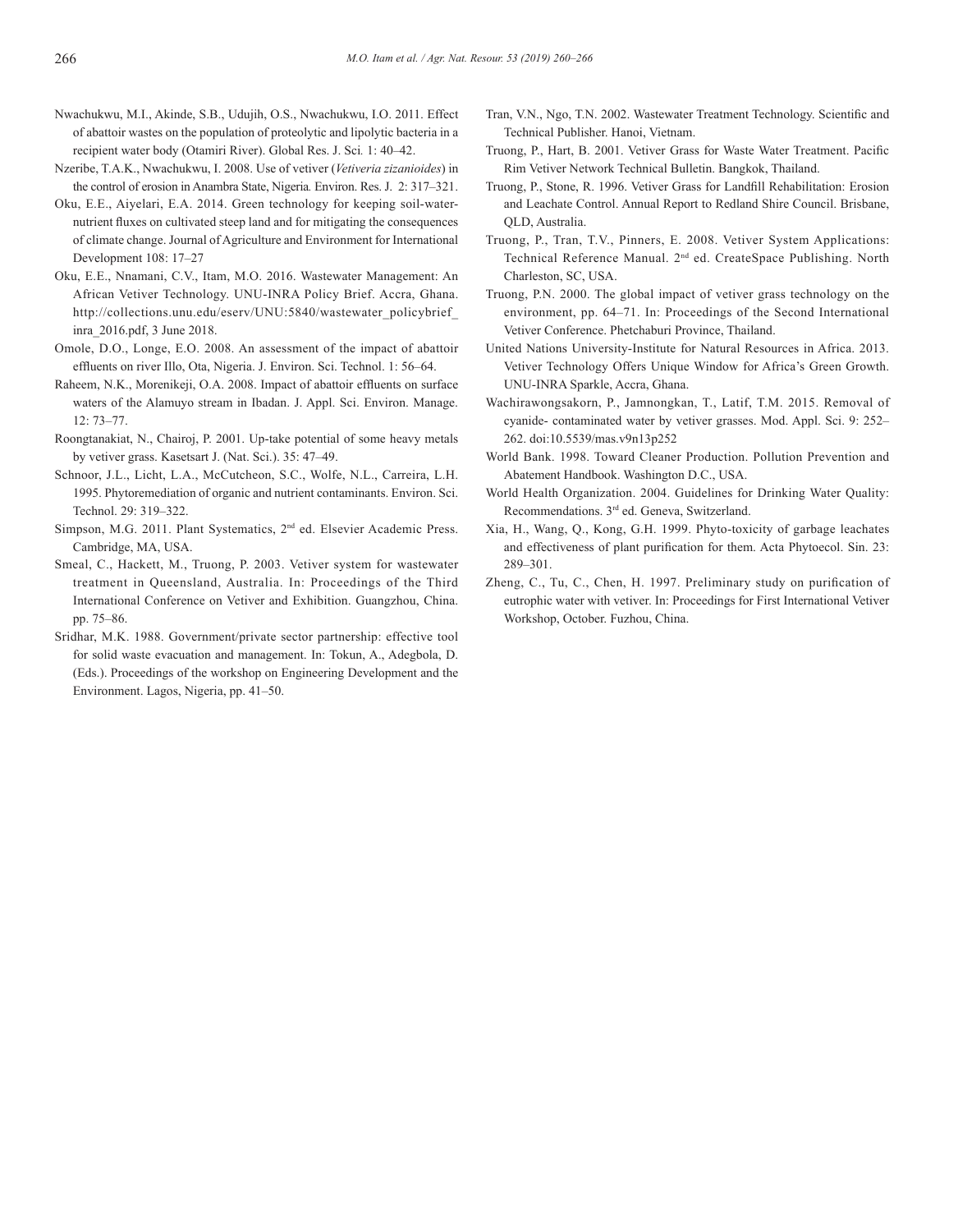Nwachukwu, M.I., Akinde, S.B., Udujih, O.S., Nwachukwu, I.O. 2011. Effect of abattoir wastes on the population of proteolytic and lipolytic bacteria in a recipient water body (Otamiri River). Global Res. J. Sci*.* 1: 40–42.

Nzeribe, T.A.K., Nwachukwu, I. 2008. Use of vetiver (*Vetiveria zizanioides*) in the control of erosion in Anambra State, Nigeria*.* Environ. Res. J. 2: 317–321.

Oku, E.E., Aiyelari, E.A. 2014. Green technology for keeping soil-water-nutrient fluxes on cultivated steep land and for mitigating the consequences of climate change. Journal of Agriculture and Environment for International Development 108: 17–27

Oku, E.E., Nnamani, C.V., Itam, M.O. 2016. Wastewater Management: An African Vetiver Technology. UNU-INRA Policy Brief. Accra, Ghana. http://collections.unu.edu/eserv/UNU:5840/wastewater_policybrief_inra_2016.pdf, 3 June 2018.

Omole, D.O., Longe, E.O. 2008. An assessment of the impact of abattoir effluents on river Illo, Ota, Nigeria. J. Environ. Sci. Technol. 1: 56–64.

Raheem, N.K., Morenikeji, O.A. 2008. Impact of abattoir effluents on surface waters of the Alamuyo stream in Ibadan. J. Appl. Sci. Environ. Manage. 12: 73–77.

Roongtanakiat, N., Chairoj, P. 2001. Up-take potential of some heavy metals by vetiver grass. Kasetsart J. (Nat. Sci.). 35: 47–49.

Schnoor, J.L., Licht, L.A., McCutcheon, S.C., Wolfe, N.L., Carreira, L.H. 1995. Phytoremediation of organic and nutrient contaminants. Environ. Sci. Technol. 29: 319–322.

Simpson, M.G. 2011. Plant Systematics, 2nd ed. Elsevier Academic Press. Cambridge, MA, USA.

Smeal, C., Hackett, M., Truong, P. 2003. Vetiver system for wastewater treatment in Queensland, Australia. In: Proceedings of the Third International Conference on Vetiver and Exhibition. Guangzhou, China. pp. 75–86.

Sridhar, M.K. 1988. Government/private sector partnership: effective tool for solid waste evacuation and management. In: Tokun, A., Adegbola, D. (Eds.). Proceedings of the workshop on Engineering Development and the Environment. Lagos, Nigeria, pp. 41–50.

Tran, V.N., Ngo, T.N. 2002. Wastewater Treatment Technology. Scientific and Technical Publisher. Hanoi, Vietnam.

Truong, P., Hart, B. 2001. Vetiver Grass for Waste Water Treatment. Pacific Rim Vetiver Network Technical Bulletin. Bangkok, Thailand.

Truong, P., Stone, R. 1996. Vetiver Grass for Landfill Rehabilitation: Erosion and Leachate Control. Annual Report to Redland Shire Council. Brisbane, QLD, Australia.

Truong, P., Tran, T.V., Pinners, E. 2008. Vetiver System Applications: Technical Reference Manual. 2nd ed. CreateSpace Publishing. North Charleston, SC, USA.

Truong, P.N. 2000. The global impact of vetiver grass technology on the environment, pp. 64–71. In: Proceedings of the Second International Vetiver Conference. Phetchaburi Province, Thailand.

United Nations University-Institute for Natural Resources in Africa. 2013. Vetiver Technology Offers Unique Window for Africa's Green Growth. UNU-INRA Sparkle, Accra, Ghana.

Wachirawongsakorn, P., Jamnongkan, T., Latif, T.M. 2015. Removal of cyanide- contaminated water by vetiver grasses. Mod. Appl. Sci. 9: 252–262. doi:10.5539/mas.v9n13p252

World Bank. 1998. Toward Cleaner Production. Pollution Prevention and Abatement Handbook. Washington D.C., USA.

World Health Organization. 2004. Guidelines for Drinking Water Quality: Recommendations. 3rd ed. Geneva, Switzerland.

Xia, H., Wang, Q., Kong, G.H. 1999. Phyto-toxicity of garbage leachates and effectiveness of plant purification for them. Acta Phytoecol. Sin. 23: 289–301.

Zheng, C., Tu, C., Chen, H. 1997. Preliminary study on purification of eutrophic water with vetiver. In: Proceedings for First International Vetiver Workshop, October. Fuzhou, China.